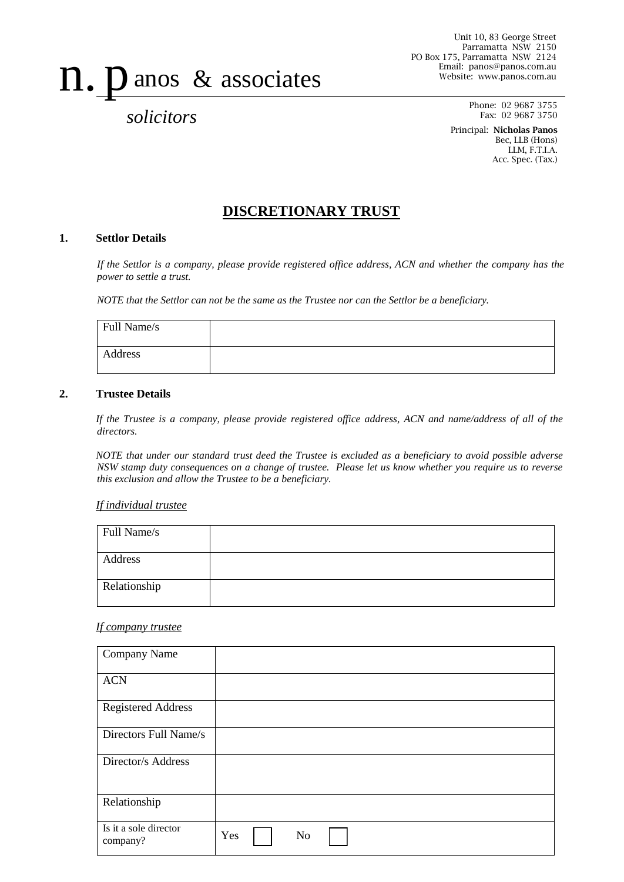# n. p anos & associates

*solicitors*

Unit 10, 83 George Street
Parramatta NSW 2150
PO Box 175, Parramatta NSW 2124
Email: panos@panos.com.au
Website: www.panos.com.au

Phone: 02 9687 3755
Fax: 02 9687 3750

Principal: **Nicholas Panos**
Bec, LLB (Hons)
LLM, F.T.I.A.
Acc. Spec. (Tax.)

## DISCRETIONARY TRUST

### 1. Settlor Details

*If the Settlor is a company, please provide registered office address, ACN and whether the company has the power to settle a trust.*

*NOTE that the Settlor can not be the same as the Trustee nor can the Settlor be a beneficiary.*

| Full Name/s | |
|---|---|
| Address | |

### 2. Trustee Details

*If the Trustee is a company, please provide registered office address, ACN and name/address of all of the directors.*

*NOTE that under our standard trust deed the Trustee is excluded as a beneficiary to avoid possible adverse NSW stamp duty consequences on a change of trustee. Please let us know whether you require us to reverse this exclusion and allow the Trustee to be a beneficiary.*

*If individual trustee*

| Full Name/s | |
|---|---|
| Address | |
| Relationship | |

*If company trustee*

| Company Name | |
|---|---|
| ACN | |
| Registered Address | |
| Directors Full Name/s | |
| Director/s Address | |
| Relationship | |
| Is it a sole director company? | Yes ☐ No ☐ |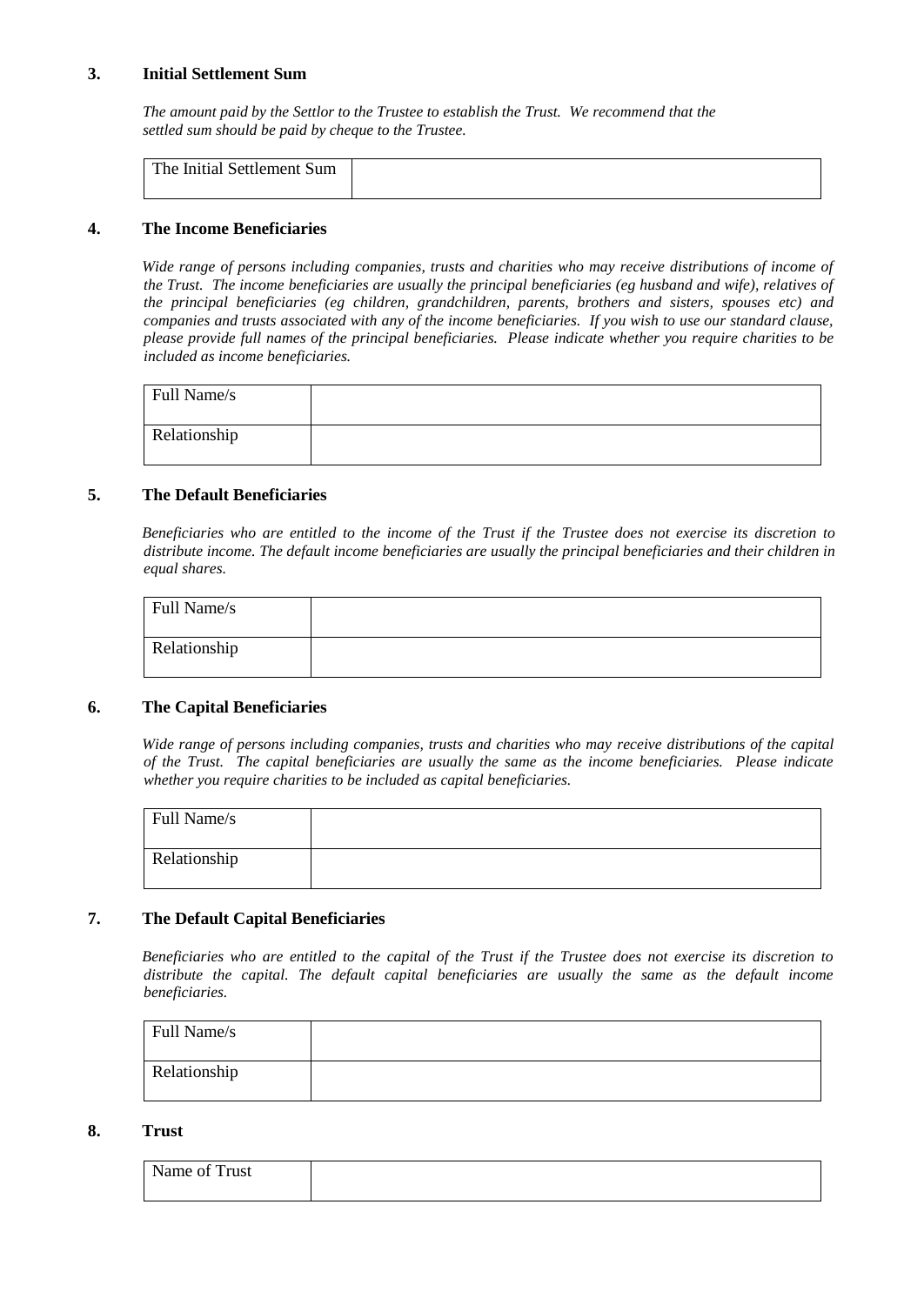## 3. Initial Settlement Sum

*The amount paid by the Settlor to the Trustee to establish the Trust. We recommend that the settled sum should be paid by cheque to the Trustee.*

| The Initial Settlement Sum | |
|---|---|

## 4. The Income Beneficiaries

*Wide range of persons including companies, trusts and charities who may receive distributions of income of the Trust. The income beneficiaries are usually the principal beneficiaries (eg husband and wife), relatives of the principal beneficiaries (eg children, grandchildren, parents, brothers and sisters, spouses etc) and companies and trusts associated with any of the income beneficiaries. If you wish to use our standard clause, please provide full names of the principal beneficiaries. Please indicate whether you require charities to be included as income beneficiaries.*

| Full Name/s | |
|---|---|
| Relationship | |

## 5. The Default Beneficiaries

*Beneficiaries who are entitled to the income of the Trust if the Trustee does not exercise its discretion to distribute income. The default income beneficiaries are usually the principal beneficiaries and their children in equal shares.*

| Full Name/s | |
|---|---|
| Relationship | |

## 6. The Capital Beneficiaries

*Wide range of persons including companies, trusts and charities who may receive distributions of the capital of the Trust. The capital beneficiaries are usually the same as the income beneficiaries. Please indicate whether you require charities to be included as capital beneficiaries.*

| Full Name/s | |
|---|---|
| Relationship | |

## 7. The Default Capital Beneficiaries

*Beneficiaries who are entitled to the capital of the Trust if the Trustee does not exercise its discretion to distribute the capital. The default capital beneficiaries are usually the same as the default income beneficiaries.*

| Full Name/s | |
|---|---|
| Relationship | |

## 8. Trust

| Name of Trust | |
|---|---|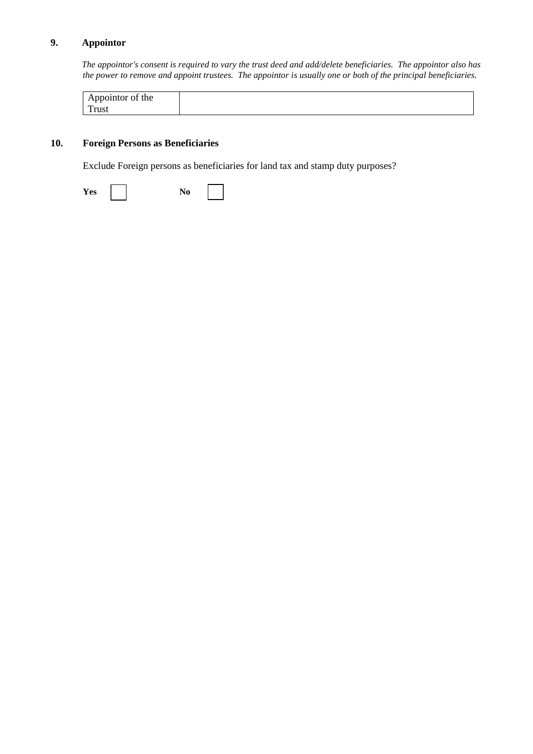## 9. Appointor

*The appointor's consent is required to vary the trust deed and add/delete beneficiaries. The appointor also has the power to remove and appoint trustees. The appointor is usually one or both of the principal beneficiaries.*

| | |
|---|---|
| Appointor of the Trust | |

## 10. Foreign Persons as Beneficiaries

Exclude Foreign persons as beneficiaries for land tax and stamp duty purposes?

**Yes** ☐ **No** ☐